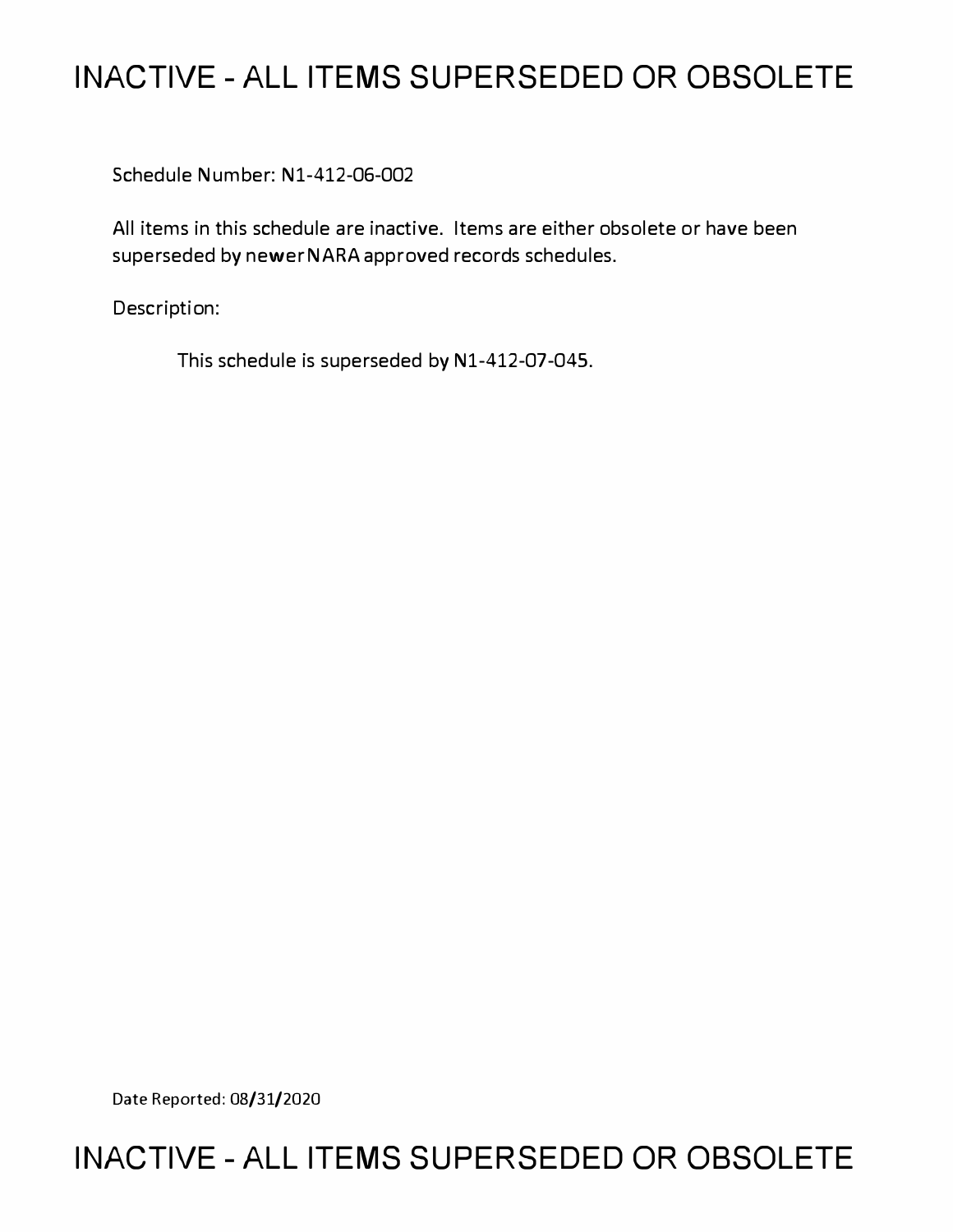# INACTIVE - ALL ITEMS SUPERSEDED OR OBSOLETE

Schedule Number: N1-412-06-002

All items in this schedule are inactive. Items are either obsolete or have been superseded by newer NARA approved records schedules.

Description:

This schedule is superseded by N1-412-07-045.

Date Reported: 08/31/2020

# INACTIVE - ALL ITEMS SUPERSEDED OR OBSOLETE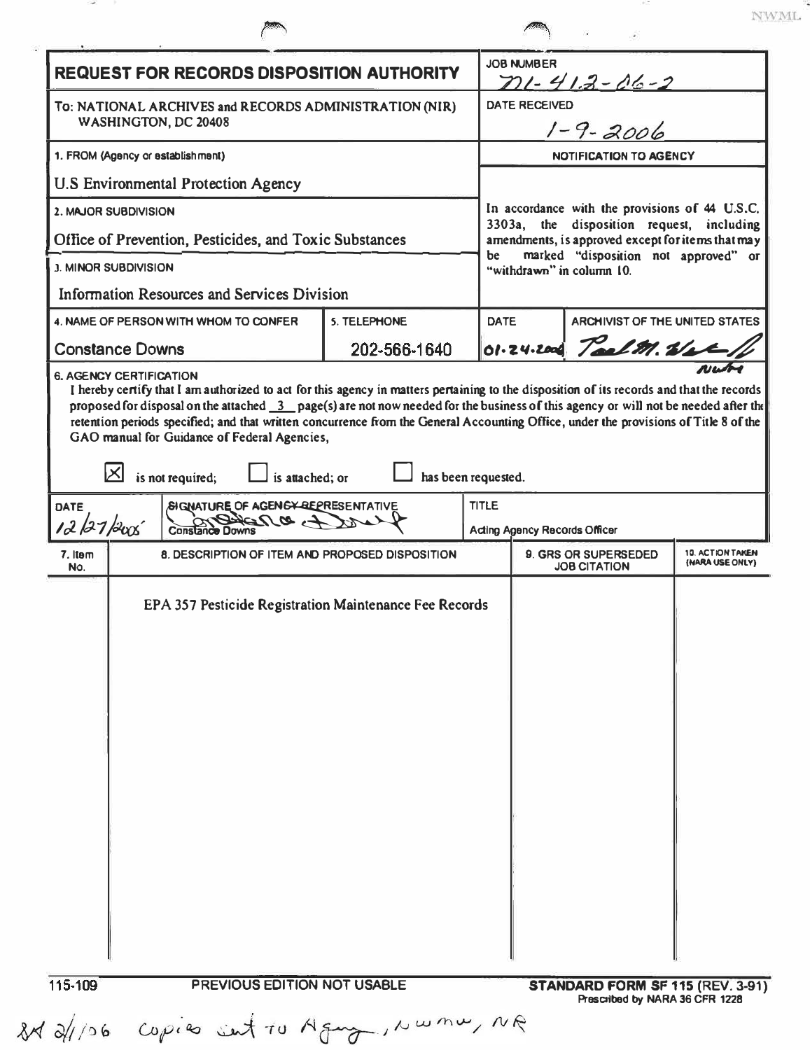NWML

| **REQUEST FOR RECORDS DISPOSITION AUTHORITY** | | | **JOB NUMBER** N1-412-06-2 | |
|---|---|---|---|---|
| To: NATIONAL ARCHIVES and RECORDS ADMINISTRATION (NIR) WASHINGTON, DC 20408 | | | **DATE RECEIVED** 1-9-2006 | |
| 1. FROM (Agency or establishment) U.S Environmental Protection Agency | | | **NOTIFICATION TO AGENCY** | |
| 2. MAJOR SUBDIVISION Office of Prevention, Pesticides, and Toxic Substances | | | In accordance with the provisions of 44 U.S.C. 3303a, the disposition request, including amendments, is approved except for items that may be marked "disposition not approved" or "withdrawn" in column 10. | |
| 3. MINOR SUBDIVISION Information Resources and Services Division | | | | |
| 4. NAME OF PERSON WITH WHOM TO CONFER | 5. TELEPHONE | | DATE | ARCHIVIST OF THE UNITED STATES |
| Constance Downs | 202-566-1640 | | 01-24-2006 | Paul M. Wester [signature] |

**6. AGENCY CERTIFICATION**

I hereby certify that I am authorized to act for this agency in matters pertaining to the disposition of its records and that the records proposed for disposal on the attached 3 page(s) are not now needed for the business of this agency or will not be needed after the retention periods specified; and that written concurrence from the General Accounting Office, under the provisions of Title 8 of the GAO manual for Guidance of Federal Agencies,

[X] is not required; [ ] is attached; or [ ] has been requested.

| DATE | SIGNATURE OF AGENCY REPRESENTATIVE | TITLE |
|---|---|---|
| 12/27/2005 | [signature] Constance Downs | Acting Agency Records Officer |

| 7. Item No. | 8. DESCRIPTION OF ITEM AND PROPOSED DISPOSITION | 9. GRS OR SUPERSEDED JOB CITATION | 10. ACTION TAKEN (NARA USE ONLY) |
|---|---|---|---|
| | EPA 357 Pesticide Registration Maintenance Fee Records | | |

115-109 PREVIOUS EDITION NOT USABLE **STANDARD FORM SF 115 (REV. 3-91)** Prescribed by NARA 36 CFR 1228

*[handwritten:]* 2/1/06 copies sent to Agency, NWMW, NR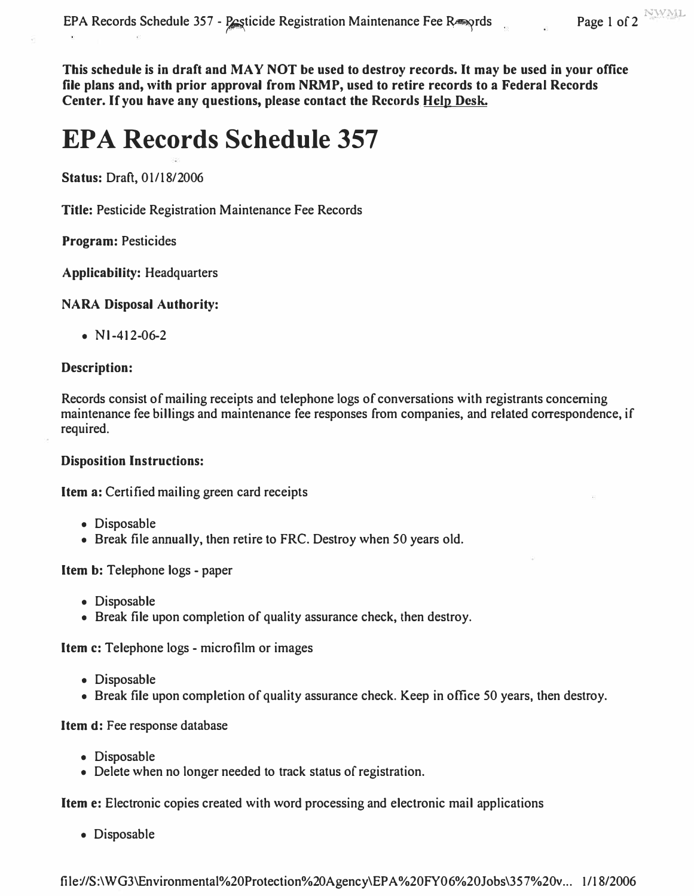**This schedule is in draft and MAY NOT be used to destroy records. It may be used in your office file plans and, with prior approval from NRMP, used to retire records to a Federal Records Center. If you have any questions, please contact the Records Help Desk.**

# EPA Records Schedule 357

**Status:** Draft, 01/18/2006

**Title:** Pesticide Registration Maintenance Fee Records

**Program:** Pesticides

**Applicability:** Headquarters

**NARA Disposal Authority:**

- N1-412-06-2

**Description:**

Records consist of mailing receipts and telephone logs of conversations with registrants concerning maintenance fee billings and maintenance fee responses from companies, and related correspondence, if required.

**Disposition Instructions:**

**Item a:** Certified mailing green card receipts

- Disposable
- Break file annually, then retire to FRC. Destroy when 50 years old.

**Item b:** Telephone logs - paper

- Disposable
- Break file upon completion of quality assurance check, then destroy.

**Item c:** Telephone logs - microfilm or images

- Disposable
- Break file upon completion of quality assurance check. Keep in office 50 years, then destroy.

**Item d:** Fee response database

- Disposable
- Delete when no longer needed to track status of registration.

**Item e:** Electronic copies created with word processing and electronic mail applications

- Disposable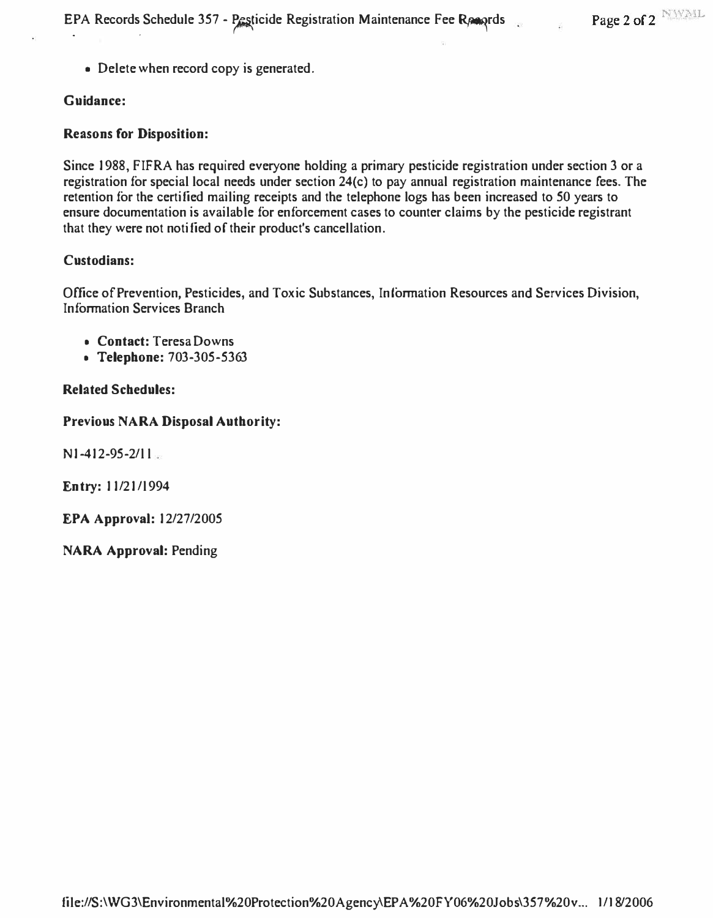- Delete when record copy is generated.

**Guidance:**

**Reasons for Disposition:**

Since 1988, FIFRA has required everyone holding a primary pesticide registration under section 3 or a registration for special local needs under section 24(c) to pay annual registration maintenance fees. The retention for the certified mailing receipts and the telephone logs has been increased to 50 years to ensure documentation is available for enforcement cases to counter claims by the pesticide registrant that they were not notified of their product's cancellation.

**Custodians:**

Office of Prevention, Pesticides, and Toxic Substances, Information Resources and Services Division, Information Services Branch

- **Contact:** Teresa Downs
- **Telephone:** 703-305-5363

**Related Schedules:**

**Previous NARA Disposal Authority:**

N1-412-95-2/11

**Entry:** 11/21/1994

**EPA Approval:** 12/27/2005

**NARA Approval:** Pending